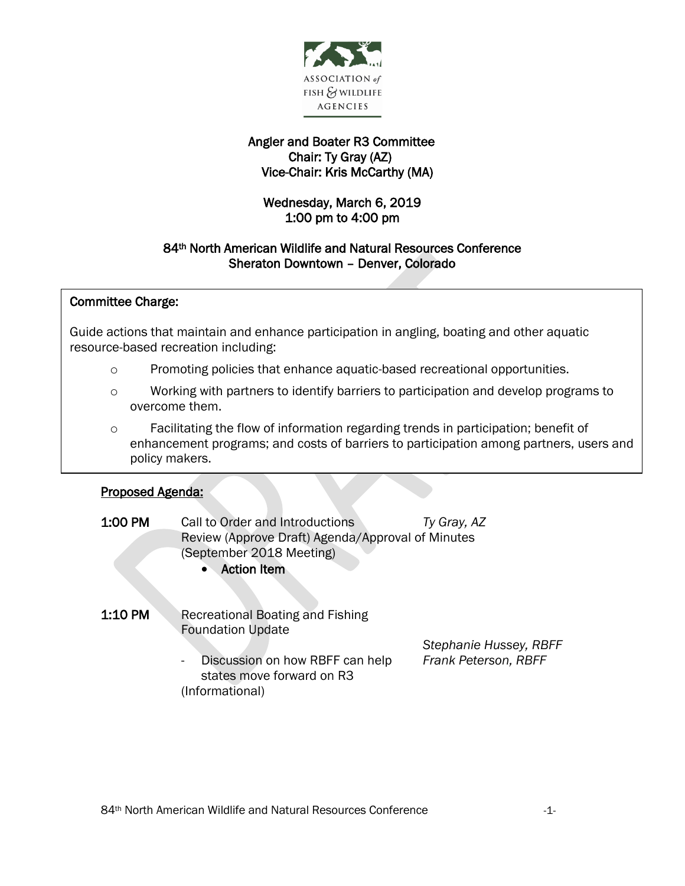ASSOCIATION of FISH & WILDLIFE AGENCIES

# Angler and Boater R3 Committee

**Chair: Ty Gray (AZ)**
**Vice-Chair: Kris McCarthy (MA)**

**Wednesday, March 6, 2019**
**1:00 pm to 4:00 pm**

**84th North American Wildlife and Natural Resources Conference**
**Sheraton Downtown – Denver, Colorado**

## Committee Charge:

Guide actions that maintain and enhance participation in angling, boating and other aquatic resource-based recreation including:

- Promoting policies that enhance aquatic-based recreational opportunities.
- Working with partners to identify barriers to participation and develop programs to overcome them.
- Facilitating the flow of information regarding trends in participation; benefit of enhancement programs; and costs of barriers to participation among partners, users and policy makers.

## Proposed Agenda:

**1:00 PM** Call to Order and Introductions — *Ty Gray, AZ*
Review (Approve Draft) Agenda/Approval of Minutes (September 2018 Meeting)

- **Action Item**

**1:10 PM** Recreational Boating and Fishing Foundation Update — *Stephanie Hussey, RBFF*; *Frank Peterson, RBFF*

- Discussion on how RBFF can help states move forward on R3

(Informational)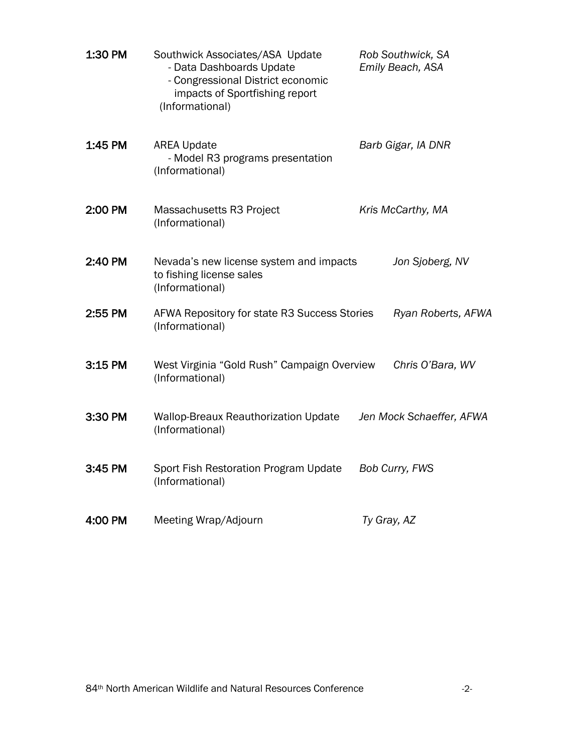| | | |
|---|---|---|
| **1:30 PM** | Southwick Associates/ASA Update<br>- Data Dashboards Update<br>- Congressional District economic impacts of Sportfishing report<br>(Informational) | *Rob Southwick, SA*<br>*Emily Beach, ASA* |
| **1:45 PM** | AREA Update<br>- Model R3 programs presentation<br>(Informational) | *Barb Gigar, IA DNR* |
| **2:00 PM** | Massachusetts R3 Project<br>(Informational) | *Kris McCarthy, MA* |
| **2:40 PM** | Nevada's new license system and impacts to fishing license sales<br>(Informational) | *Jon Sjoberg, NV* |
| **2:55 PM** | AFWA Repository for state R3 Success Stories<br>(Informational) | *Ryan Roberts, AFWA* |
| **3:15 PM** | West Virginia "Gold Rush" Campaign Overview<br>(Informational) | *Chris O'Bara, WV* |
| **3:30 PM** | Wallop-Breaux Reauthorization Update<br>(Informational) | *Jen Mock Schaeffer, AFWA* |
| **3:45 PM** | Sport Fish Restoration Program Update<br>(Informational) | *Bob Curry, FWS* |
| **4:00 PM** | Meeting Wrap/Adjourn | *Ty Gray, AZ* |